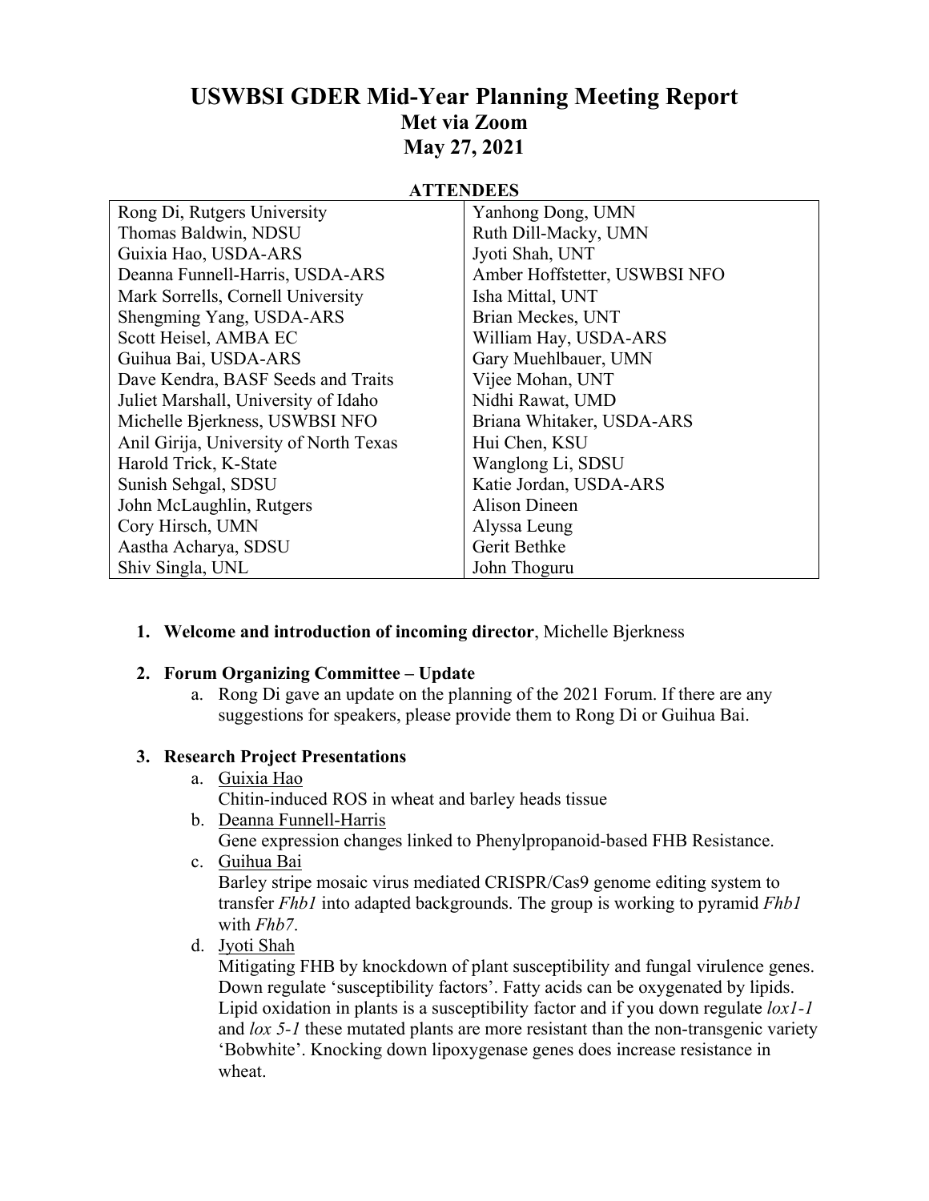# USWBSI GDER Mid-Year Planning Meeting Report

## Met via Zoom

## May 27, 2021

**ATTENDEES**

| | |
|---|---|
| Rong Di, Rutgers University | Yanhong Dong, UMN |
| Thomas Baldwin, NDSU | Ruth Dill-Macky, UMN |
| Guixia Hao, USDA-ARS | Jyoti Shah, UNT |
| Deanna Funnell-Harris, USDA-ARS | Amber Hoffstetter, USWBSI NFO |
| Mark Sorrells, Cornell University | Isha Mittal, UNT |
| Shengming Yang, USDA-ARS | Brian Meckes, UNT |
| Scott Heisel, AMBA EC | William Hay, USDA-ARS |
| Guihua Bai, USDA-ARS | Gary Muehlbauer, UMN |
| Dave Kendra, BASF Seeds and Traits | Vijee Mohan, UNT |
| Juliet Marshall, University of Idaho | Nidhi Rawat, UMD |
| Michelle Bjerkness, USWBSI NFO | Briana Whitaker, USDA-ARS |
| Anil Girija, University of North Texas | Hui Chen, KSU |
| Harold Trick, K-State | Wanglong Li, SDSU |
| Sunish Sehgal, SDSU | Katie Jordan, USDA-ARS |
| John McLaughlin, Rutgers | Alison Dineen |
| Cory Hirsch, UMN | Alyssa Leung |
| Aastha Acharya, SDSU | Gerit Bethke |
| Shiv Singla, UNL | John Thoguru |

1. **Welcome and introduction of incoming director**, Michelle Bjerkness

2. **Forum Organizing Committee – Update**
   a. Rong Di gave an update on the planning of the 2021 Forum. If there are any suggestions for speakers, please provide them to Rong Di or Guihua Bai.

3. **Research Project Presentations**
   a. Guixia Hao
   Chitin-induced ROS in wheat and barley heads tissue
   b. Deanna Funnell-Harris
   Gene expression changes linked to Phenylpropanoid-based FHB Resistance.
   c. Guihua Bai
   Barley stripe mosaic virus mediated CRISPR/Cas9 genome editing system to transfer *Fhb1* into adapted backgrounds. The group is working to pyramid *Fhb1* with *Fhb7*.
   d. Jyoti Shah
   Mitigating FHB by knockdown of plant susceptibility and fungal virulence genes. Down regulate 'susceptibility factors'. Fatty acids can be oxygenated by lipids. Lipid oxidation in plants is a susceptibility factor and if you down regulate *lox1-1* and *lox 5-1* these mutated plants are more resistant than the non-transgenic variety 'Bobwhite'. Knocking down lipoxygenase genes does increase resistance in wheat.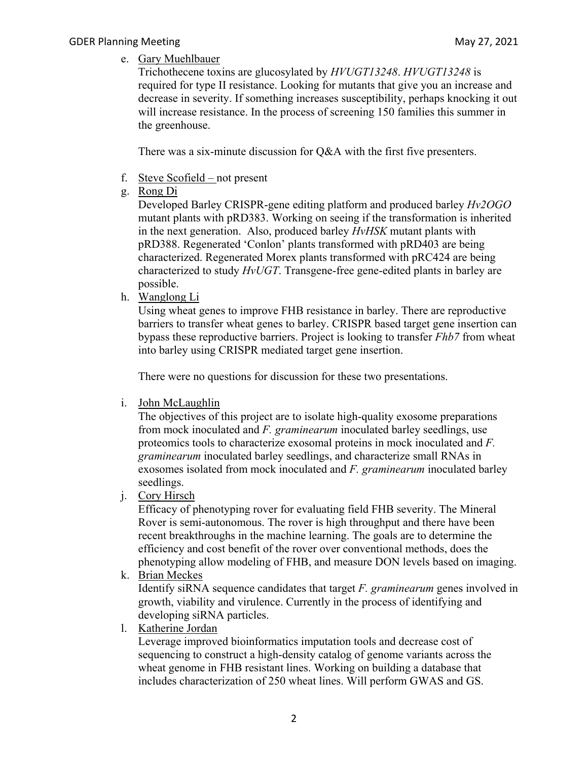e. <u>Gary Muehlbauer</u>
   Trichothecene toxins are glucosylated by *HVUGT13248*. *HVUGT13248* is required for type II resistance. Looking for mutants that give you an increase and decrease in severity. If something increases susceptibility, perhaps knocking it out will increase resistance. In the process of screening 150 families this summer in the greenhouse.

   There was a six-minute discussion for Q&A with the first five presenters.

f. <u>Steve Scofield –</u> not present

g. <u>Rong Di</u>
   Developed Barley CRISPR-gene editing platform and produced barley *Hv2OGO* mutant plants with pRD383. Working on seeing if the transformation is inherited in the next generation. Also, produced barley *HvHSK* mutant plants with pRD388. Regenerated 'Conlon' plants transformed with pRD403 are being characterized. Regenerated Morex plants transformed with pRC424 are being characterized to study *HvUGT*. Transgene-free gene-edited plants in barley are possible.

h. <u>Wanglong Li</u>
   Using wheat genes to improve FHB resistance in barley. There are reproductive barriers to transfer wheat genes to barley. CRISPR based target gene insertion can bypass these reproductive barriers. Project is looking to transfer *Fhb7* from wheat into barley using CRISPR mediated target gene insertion.

   There were no questions for discussion for these two presentations.

i. <u>John McLaughlin</u>
   The objectives of this project are to isolate high-quality exosome preparations from mock inoculated and *F. graminearum* inoculated barley seedlings, use proteomics tools to characterize exosomal proteins in mock inoculated and *F. graminearum* inoculated barley seedlings, and characterize small RNAs in exosomes isolated from mock inoculated and *F. graminearum* inoculated barley seedlings.

j. <u>Cory Hirsch</u>
   Efficacy of phenotyping rover for evaluating field FHB severity. The Mineral Rover is semi-autonomous. The rover is high throughput and there have been recent breakthroughs in the machine learning. The goals are to determine the efficiency and cost benefit of the rover over conventional methods, does the phenotyping allow modeling of FHB, and measure DON levels based on imaging.

k. <u>Brian Meckes</u>
   Identify siRNA sequence candidates that target *F. graminearum* genes involved in growth, viability and virulence. Currently in the process of identifying and developing siRNA particles.

l. <u>Katherine Jordan</u>
   Leverage improved bioinformatics imputation tools and decrease cost of sequencing to construct a high-density catalog of genome variants across the wheat genome in FHB resistant lines. Working on building a database that includes characterization of 250 wheat lines. Will perform GWAS and GS.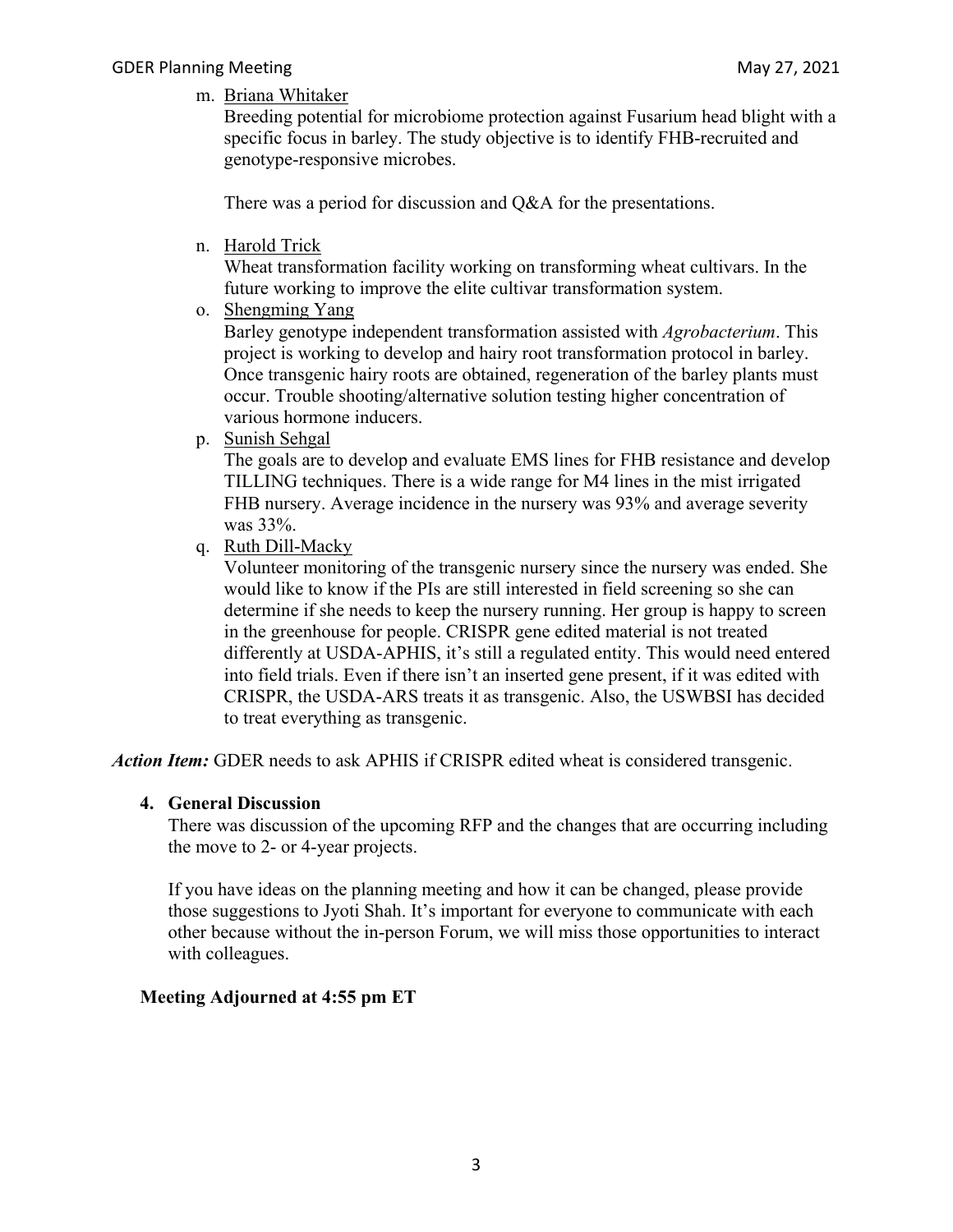m. <u>Briana Whitaker</u>

   Breeding potential for microbiome protection against Fusarium head blight with a specific focus in barley. The study objective is to identify FHB-recruited and genotype-responsive microbes.

   There was a period for discussion and Q&A for the presentations.

n. <u>Harold Trick</u>

   Wheat transformation facility working on transforming wheat cultivars. In the future working to improve the elite cultivar transformation system.

o. <u>Shengming Yang</u>

   Barley genotype independent transformation assisted with *Agrobacterium*. This project is working to develop and hairy root transformation protocol in barley. Once transgenic hairy roots are obtained, regeneration of the barley plants must occur. Trouble shooting/alternative solution testing higher concentration of various hormone inducers.

p. <u>Sunish Sehgal</u>

   The goals are to develop and evaluate EMS lines for FHB resistance and develop TILLING techniques. There is a wide range for M4 lines in the mist irrigated FHB nursery. Average incidence in the nursery was 93% and average severity was 33%.

q. <u>Ruth Dill-Macky</u>

   Volunteer monitoring of the transgenic nursery since the nursery was ended. She would like to know if the PIs are still interested in field screening so she can determine if she needs to keep the nursery running. Her group is happy to screen in the greenhouse for people. CRISPR gene edited material is not treated differently at USDA-APHIS, it's still a regulated entity. This would need entered into field trials. Even if there isn't an inserted gene present, if it was edited with CRISPR, the USDA-ARS treats it as transgenic. Also, the USWBSI has decided to treat everything as transgenic.

***Action Item:*** GDER needs to ask APHIS if CRISPR edited wheat is considered transgenic.

**4. General Discussion**

There was discussion of the upcoming RFP and the changes that are occurring including the move to 2- or 4-year projects.

If you have ideas on the planning meeting and how it can be changed, please provide those suggestions to Jyoti Shah. It's important for everyone to communicate with each other because without the in-person Forum, we will miss those opportunities to interact with colleagues.

**Meeting Adjourned at 4:55 pm ET**